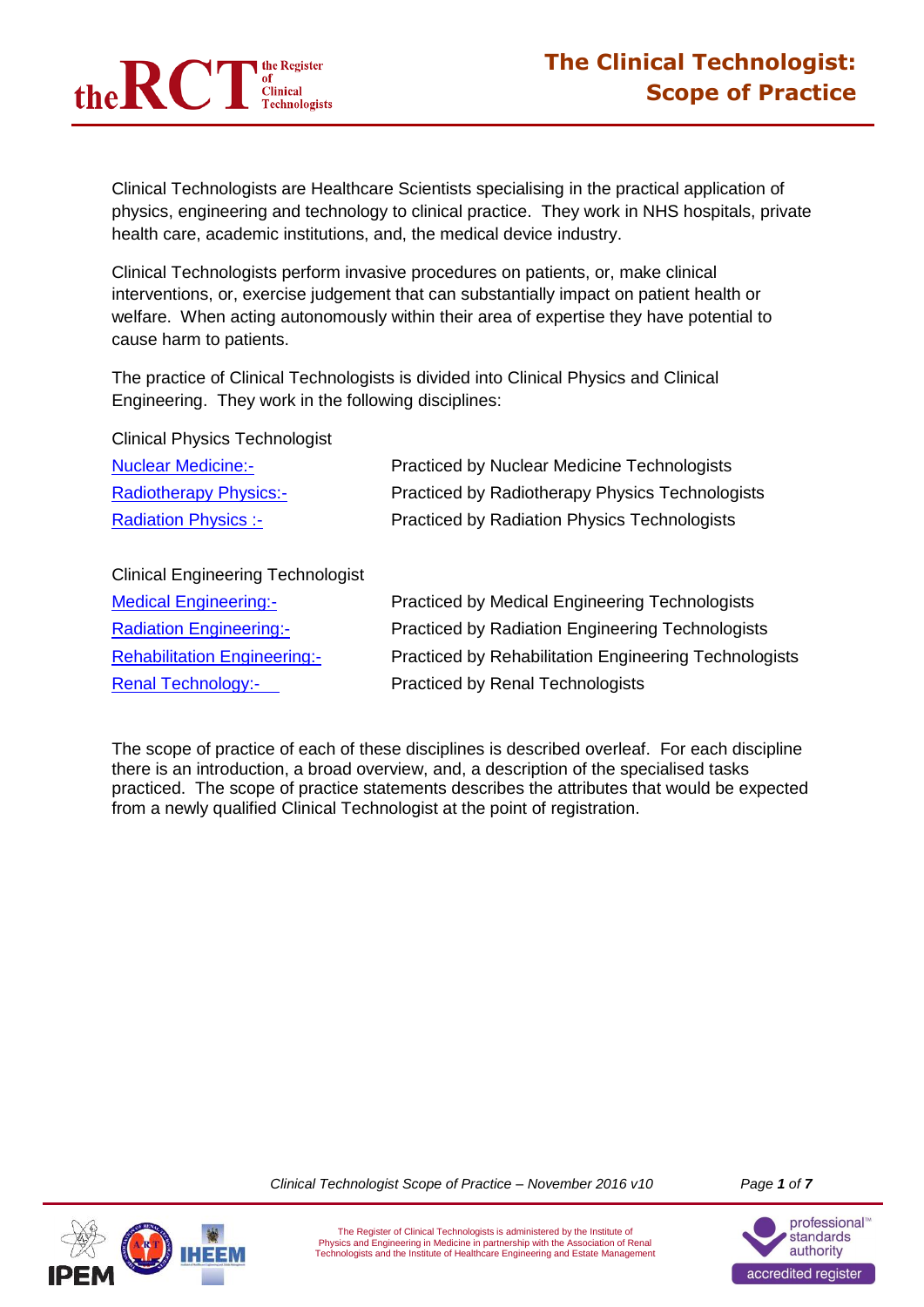# The Clinical Technologist: Scope of Practice

Clinical Technologists are Healthcare Scientists specialising in the practical application of physics, engineering and technology to clinical practice. They work in NHS hospitals, private health care, academic institutions, and, the medical device industry.

Clinical Technologists perform invasive procedures on patients, or, make clinical interventions, or, exercise judgement that can substantially impact on patient health or welfare. When acting autonomously within their area of expertise they have potential to cause harm to patients.

The practice of Clinical Technologists is divided into Clinical Physics and Clinical Engineering. They work in the following disciplines:

Clinical Physics Technologist

| | |
|---|---|
| Nuclear Medicine:- | Practiced by Nuclear Medicine Technologists |
| Radiotherapy Physics:- | Practiced by Radiotherapy Physics Technologists |
| Radiation Physics :- | Practiced by Radiation Physics Technologists |

Clinical Engineering Technologist

| | |
|---|---|
| Medical Engineering:- | Practiced by Medical Engineering Technologists |
| Radiation Engineering:- | Practiced by Radiation Engineering Technologists |
| Rehabilitation Engineering:- | Practiced by Rehabilitation Engineering Technologists |
| Renal Technology:- | Practiced by Renal Technologists |

The scope of practice of each of these disciplines is described overleaf. For each discipline there is an introduction, a broad overview, and, a description of the specialised tasks practiced. The scope of practice statements describes the attributes that would be expected from a newly qualified Clinical Technologist at the point of registration.

The Register of Clinical Technologists is administered by the Institute of Physics and Engineering in Medicine in partnership with the Association of Renal Technologists and the Institute of Healthcare Engineering and Estate Management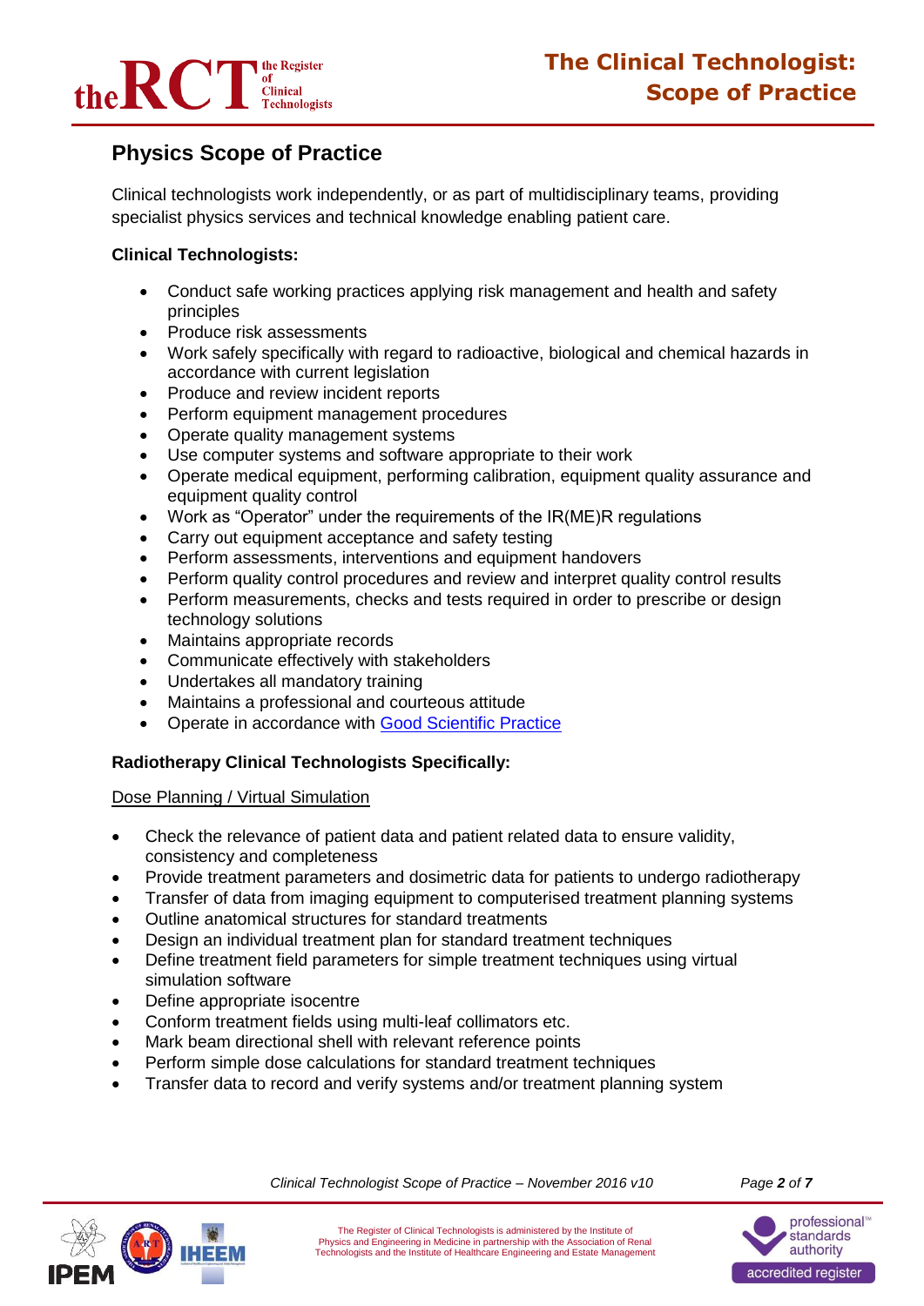## Physics Scope of Practice

Clinical technologists work independently, or as part of multidisciplinary teams, providing specialist physics services and technical knowledge enabling patient care.

**Clinical Technologists:**

- Conduct safe working practices applying risk management and health and safety principles
- Produce risk assessments
- Work safely specifically with regard to radioactive, biological and chemical hazards in accordance with current legislation
- Produce and review incident reports
- Perform equipment management procedures
- Operate quality management systems
- Use computer systems and software appropriate to their work
- Operate medical equipment, performing calibration, equipment quality assurance and equipment quality control
- Work as "Operator" under the requirements of the IR(ME)R regulations
- Carry out equipment acceptance and safety testing
- Perform assessments, interventions and equipment handovers
- Perform quality control procedures and review and interpret quality control results
- Perform measurements, checks and tests required in order to prescribe or design technology solutions
- Maintains appropriate records
- Communicate effectively with stakeholders
- Undertakes all mandatory training
- Maintains a professional and courteous attitude
- Operate in accordance with Good Scientific Practice

**Radiotherapy Clinical Technologists Specifically:**

Dose Planning / Virtual Simulation

- Check the relevance of patient data and patient related data to ensure validity, consistency and completeness
- Provide treatment parameters and dosimetric data for patients to undergo radiotherapy
- Transfer of data from imaging equipment to computerised treatment planning systems
- Outline anatomical structures for standard treatments
- Design an individual treatment plan for standard treatment techniques
- Define treatment field parameters for simple treatment techniques using virtual simulation software
- Define appropriate isocentre
- Conform treatment fields using multi-leaf collimators etc.
- Mark beam directional shell with relevant reference points
- Perform simple dose calculations for standard treatment techniques
- Transfer data to record and verify systems and/or treatment planning system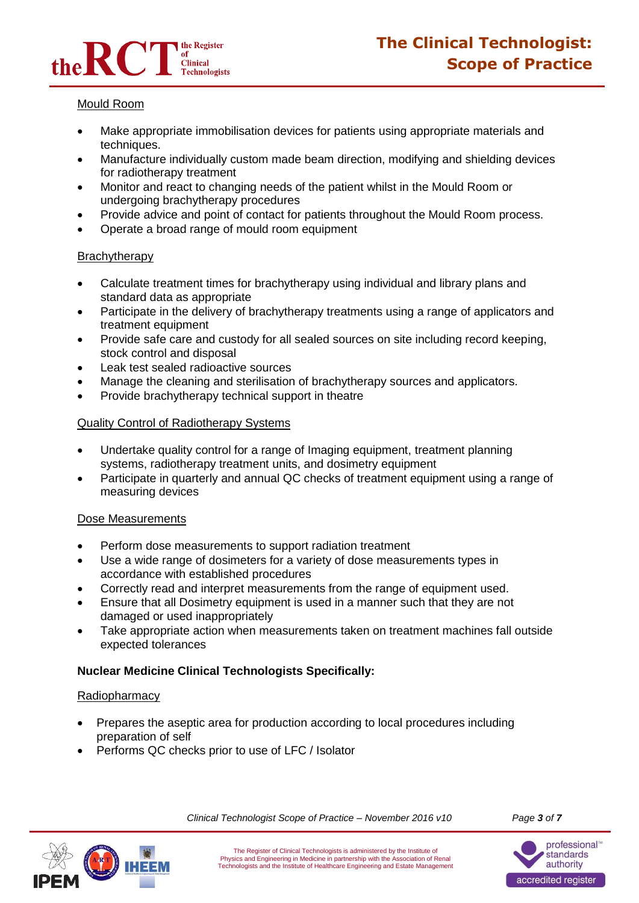<u>Mould Room</u>

- Make appropriate immobilisation devices for patients using appropriate materials and techniques.
- Manufacture individually custom made beam direction, modifying and shielding devices for radiotherapy treatment
- Monitor and react to changing needs of the patient whilst in the Mould Room or undergoing brachytherapy procedures
- Provide advice and point of contact for patients throughout the Mould Room process.
- Operate a broad range of mould room equipment

<u>Brachytherapy</u>

- Calculate treatment times for brachytherapy using individual and library plans and standard data as appropriate
- Participate in the delivery of brachytherapy treatments using a range of applicators and treatment equipment
- Provide safe care and custody for all sealed sources on site including record keeping, stock control and disposal
- Leak test sealed radioactive sources
- Manage the cleaning and sterilisation of brachytherapy sources and applicators.
- Provide brachytherapy technical support in theatre

<u>Quality Control of Radiotherapy Systems</u>

- Undertake quality control for a range of Imaging equipment, treatment planning systems, radiotherapy treatment units, and dosimetry equipment
- Participate in quarterly and annual QC checks of treatment equipment using a range of measuring devices

<u>Dose Measurements</u>

- Perform dose measurements to support radiation treatment
- Use a wide range of dosimeters for a variety of dose measurements types in accordance with established procedures
- Correctly read and interpret measurements from the range of equipment used.
- Ensure that all Dosimetry equipment is used in a manner such that they are not damaged or used inappropriately
- Take appropriate action when measurements taken on treatment machines fall outside expected tolerances

**Nuclear Medicine Clinical Technologists Specifically:**

<u>Radiopharmacy</u>

- Prepares the aseptic area for production according to local procedures including preparation of self
- Performs QC checks prior to use of LFC / Isolator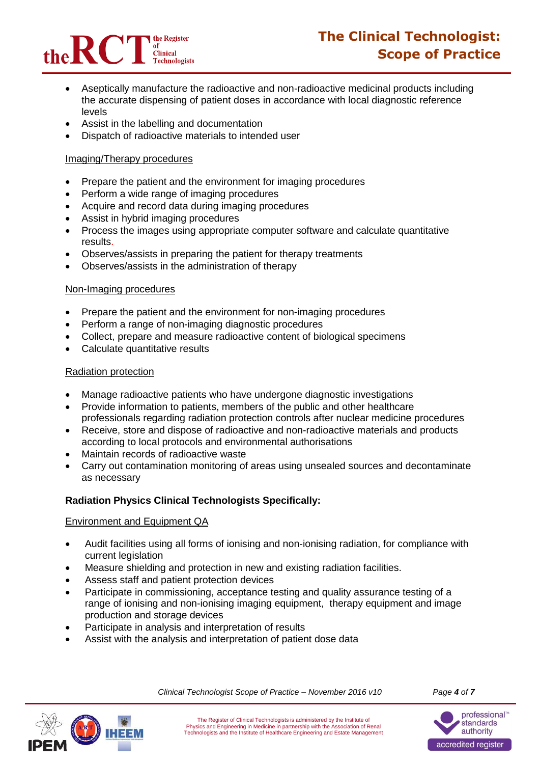- Aseptically manufacture the radioactive and non-radioactive medicinal products including the accurate dispensing of patient doses in accordance with local diagnostic reference levels
- Assist in the labelling and documentation
- Dispatch of radioactive materials to intended user

Imaging/Therapy procedures

- Prepare the patient and the environment for imaging procedures
- Perform a wide range of imaging procedures
- Acquire and record data during imaging procedures
- Assist in hybrid imaging procedures
- Process the images using appropriate computer software and calculate quantitative results.
- Observes/assists in preparing the patient for therapy treatments
- Observes/assists in the administration of therapy

Non-Imaging procedures

- Prepare the patient and the environment for non-imaging procedures
- Perform a range of non-imaging diagnostic procedures
- Collect, prepare and measure radioactive content of biological specimens
- Calculate quantitative results

Radiation protection

- Manage radioactive patients who have undergone diagnostic investigations
- Provide information to patients, members of the public and other healthcare professionals regarding radiation protection controls after nuclear medicine procedures
- Receive, store and dispose of radioactive and non-radioactive materials and products according to local protocols and environmental authorisations
- Maintain records of radioactive waste
- Carry out contamination monitoring of areas using unsealed sources and decontaminate as necessary

**Radiation Physics Clinical Technologists Specifically:**

Environment and Equipment QA

- Audit facilities using all forms of ionising and non-ionising radiation, for compliance with current legislation
- Measure shielding and protection in new and existing radiation facilities.
- Assess staff and patient protection devices
- Participate in commissioning, acceptance testing and quality assurance testing of a range of ionising and non-ionising imaging equipment, therapy equipment and image production and storage devices
- Participate in analysis and interpretation of results
- Assist with the analysis and interpretation of patient dose data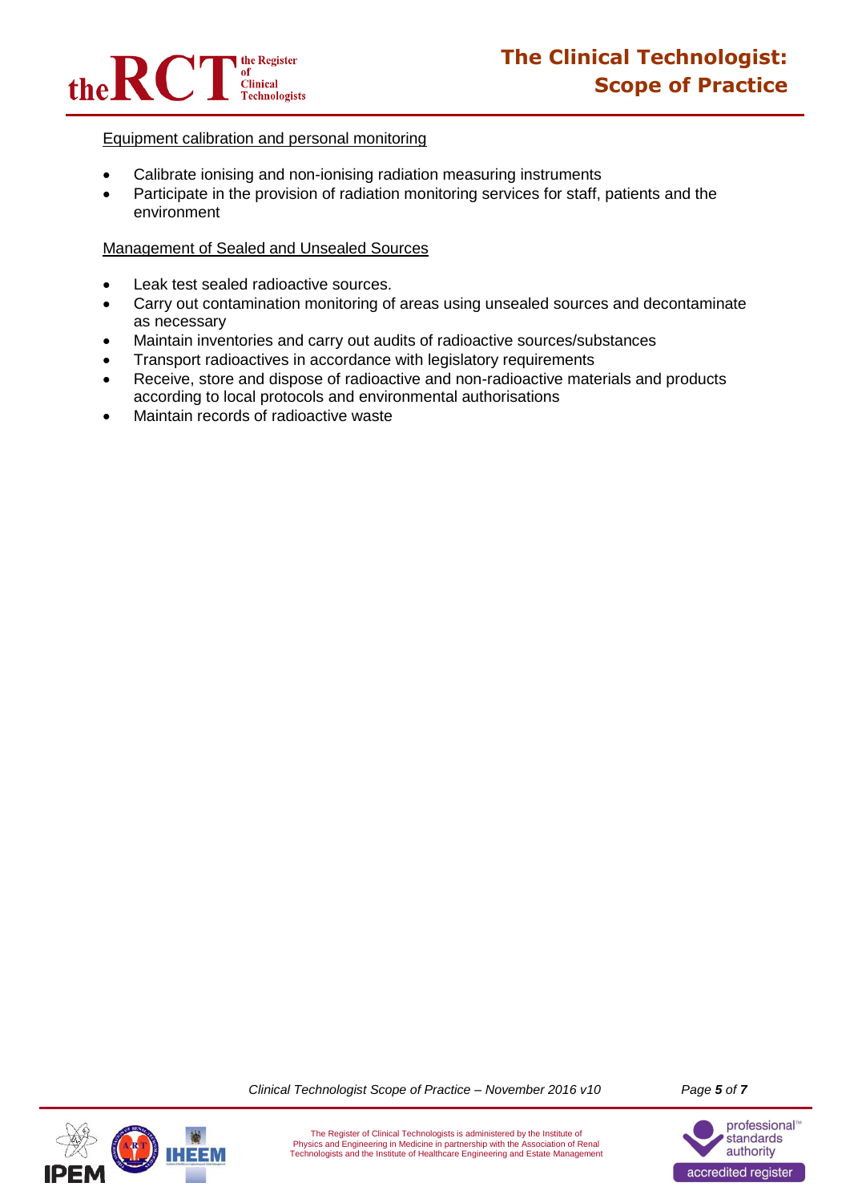Equipment calibration and personal monitoring

- Calibrate ionising and non-ionising radiation measuring instruments
- Participate in the provision of radiation monitoring services for staff, patients and the environment

Management of Sealed and Unsealed Sources

- Leak test sealed radioactive sources.
- Carry out contamination monitoring of areas using unsealed sources and decontaminate as necessary
- Maintain inventories and carry out audits of radioactive sources/substances
- Transport radioactives in accordance with legislatory requirements
- Receive, store and dispose of radioactive and non-radioactive materials and products according to local protocols and environmental authorisations
- Maintain records of radioactive waste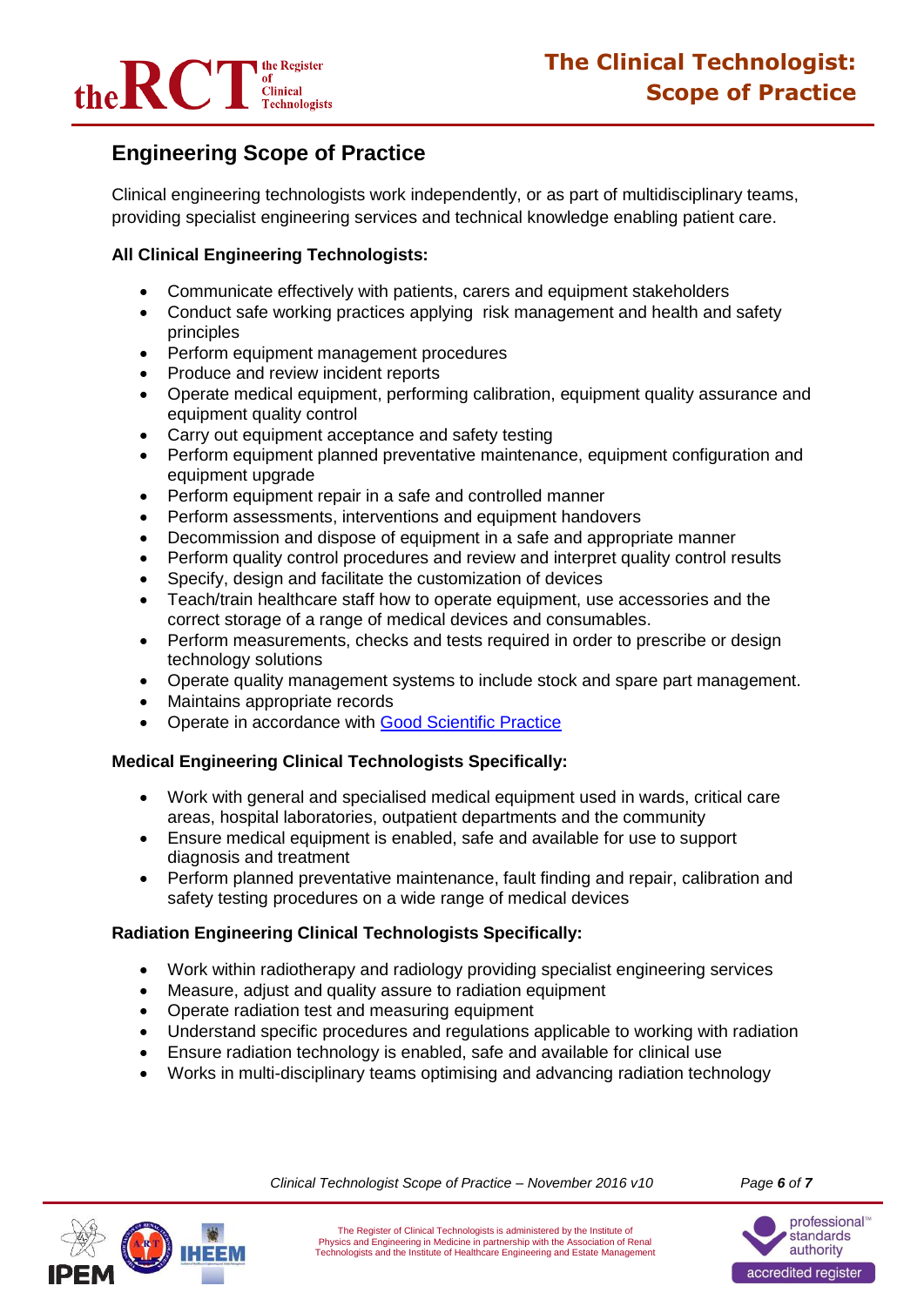## Engineering Scope of Practice

Clinical engineering technologists work independently, or as part of multidisciplinary teams, providing specialist engineering services and technical knowledge enabling patient care.

**All Clinical Engineering Technologists:**

- Communicate effectively with patients, carers and equipment stakeholders
- Conduct safe working practices applying risk management and health and safety principles
- Perform equipment management procedures
- Produce and review incident reports
- Operate medical equipment, performing calibration, equipment quality assurance and equipment quality control
- Carry out equipment acceptance and safety testing
- Perform equipment planned preventative maintenance, equipment configuration and equipment upgrade
- Perform equipment repair in a safe and controlled manner
- Perform assessments, interventions and equipment handovers
- Decommission and dispose of equipment in a safe and appropriate manner
- Perform quality control procedures and review and interpret quality control results
- Specify, design and facilitate the customization of devices
- Teach/train healthcare staff how to operate equipment, use accessories and the correct storage of a range of medical devices and consumables.
- Perform measurements, checks and tests required in order to prescribe or design technology solutions
- Operate quality management systems to include stock and spare part management.
- Maintains appropriate records
- Operate in accordance with Good Scientific Practice

**Medical Engineering Clinical Technologists Specifically:**

- Work with general and specialised medical equipment used in wards, critical care areas, hospital laboratories, outpatient departments and the community
- Ensure medical equipment is enabled, safe and available for use to support diagnosis and treatment
- Perform planned preventative maintenance, fault finding and repair, calibration and safety testing procedures on a wide range of medical devices

**Radiation Engineering Clinical Technologists Specifically:**

- Work within radiotherapy and radiology providing specialist engineering services
- Measure, adjust and quality assure to radiation equipment
- Operate radiation test and measuring equipment
- Understand specific procedures and regulations applicable to working with radiation
- Ensure radiation technology is enabled, safe and available for clinical use
- Works in multi-disciplinary teams optimising and advancing radiation technology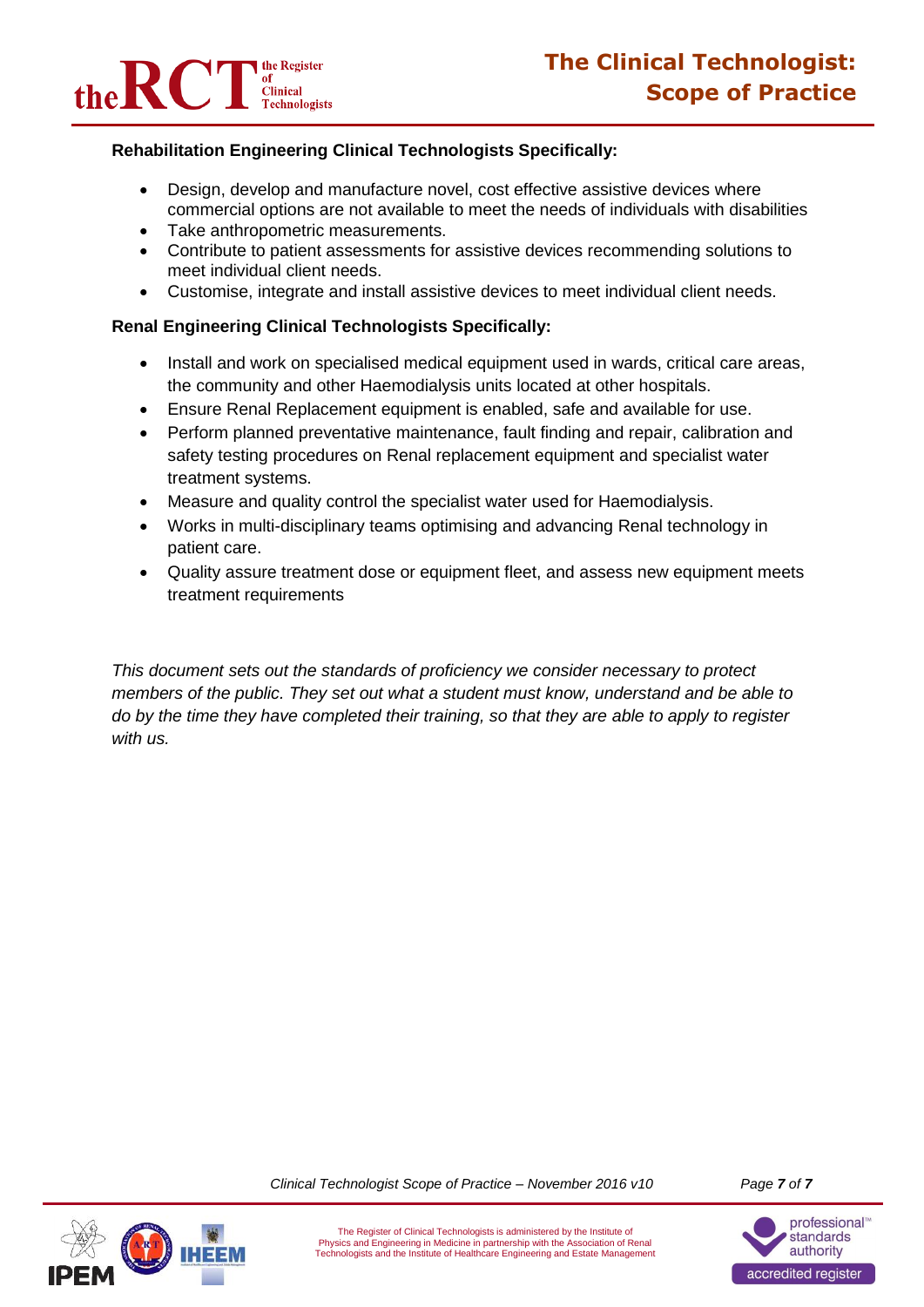**Rehabilitation Engineering Clinical Technologists Specifically:**

- Design, develop and manufacture novel, cost effective assistive devices where commercial options are not available to meet the needs of individuals with disabilities
- Take anthropometric measurements.
- Contribute to patient assessments for assistive devices recommending solutions to meet individual client needs.
- Customise, integrate and install assistive devices to meet individual client needs.

**Renal Engineering Clinical Technologists Specifically:**

- Install and work on specialised medical equipment used in wards, critical care areas, the community and other Haemodialysis units located at other hospitals.
- Ensure Renal Replacement equipment is enabled, safe and available for use.
- Perform planned preventative maintenance, fault finding and repair, calibration and safety testing procedures on Renal replacement equipment and specialist water treatment systems.
- Measure and quality control the specialist water used for Haemodialysis.
- Works in multi-disciplinary teams optimising and advancing Renal technology in patient care.
- Quality assure treatment dose or equipment fleet, and assess new equipment meets treatment requirements

*This document sets out the standards of proficiency we consider necessary to protect members of the public. They set out what a student must know, understand and be able to do by the time they have completed their training, so that they are able to apply to register with us.*